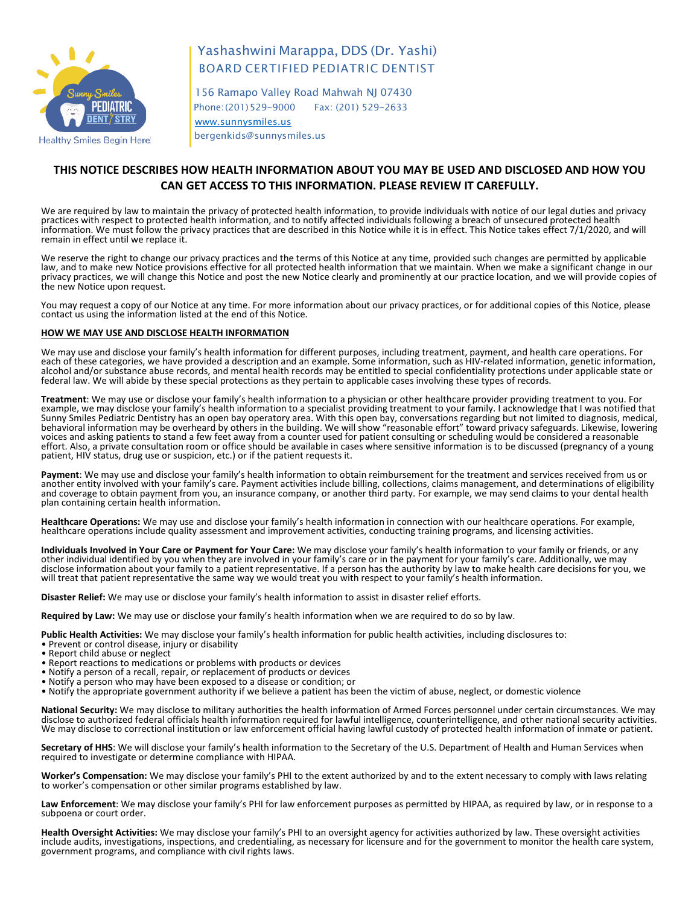Sunny Smiles PEDIATRIC DENTISTRY

Healthy Smiles Begin Here!

Yashashwini Marappa, DDS (Dr. Yashi)
BOARD CERTIFIED PEDIATRIC DENTIST

156 Ramapo Valley Road Mahwah NJ 07430
Phone: (201) 529-9000 Fax: (201) 529-2633
www.sunnysmiles.us
bergenkids@sunnysmiles.us

## THIS NOTICE DESCRIBES HOW HEALTH INFORMATION ABOUT YOU MAY BE USED AND DISCLOSED AND HOW YOU CAN GET ACCESS TO THIS INFORMATION. PLEASE REVIEW IT CAREFULLY.

We are required by law to maintain the privacy of protected health information, to provide individuals with notice of our legal duties and privacy practices with respect to protected health information, and to notify affected individuals following a breach of unsecured protected health information. We must follow the privacy practices that are described in this Notice while it is in effect. This Notice takes effect 7/1/2020, and will remain in effect until we replace it.

We reserve the right to change our privacy practices and the terms of this Notice at any time, provided such changes are permitted by applicable law, and to make new Notice provisions effective for all protected health information that we maintain. When we make a significant change in our privacy practices, we will change this Notice and post the new Notice clearly and prominently at our practice location, and we will provide copies of the new Notice upon request.

You may request a copy of our Notice at any time. For more information about our privacy practices, or for additional copies of this Notice, please contact us using the information listed at the end of this Notice.

**HOW WE MAY USE AND DISCLOSE HEALTH INFORMATION**

We may use and disclose your family's health information for different purposes, including treatment, payment, and health care operations. For each of these categories, we have provided a description and an example. Some information, such as HIV-related information, genetic information, alcohol and/or substance abuse records, and mental health records may be entitled to special confidentiality protections under applicable state or federal law. We will abide by these special protections as they pertain to applicable cases involving these types of records.

**Treatment**: We may use or disclose your family's health information to a physician or other healthcare provider providing treatment to you. For example, we may disclose your family's health information to a specialist providing treatment to your family. I acknowledge that I was notified that Sunny Smiles Pediatric Dentistry has an open bay operatory area. With this open bay, conversations regarding but not limited to diagnosis, medical, behavioral information may be overheard by others in the building. We will show "reasonable effort" toward privacy safeguards. Likewise, lowering voices and asking patients to stand a few feet away from a counter used for patient consulting or scheduling would be considered a reasonable effort. Also, a private consultation room or office should be available in cases where sensitive information is to be discussed (pregnancy of a young patient, HIV status, drug use or suspicion, etc.) or if the patient requests it.

**Payment**: We may use and disclose your family's health information to obtain reimbursement for the treatment and services received from us or another entity involved with your family's care. Payment activities include billing, collections, claims management, and determinations of eligibility and coverage to obtain payment from you, an insurance company, or another third party. For example, we may send claims to your dental health plan containing certain health information.

**Healthcare Operations:** We may use and disclose your family's health information in connection with our healthcare operations. For example, healthcare operations include quality assessment and improvement activities, conducting training programs, and licensing activities.

**Individuals Involved in Your Care or Payment for Your Care:** We may disclose your family's health information to your family or friends, or any other individual identified by you when they are involved in your family's care or in the payment for your family's care. Additionally, we may disclose information about your family to a patient representative. If a person has the authority by law to make health care decisions for you, we will treat that patient representative the same way we would treat you with respect to your family's health information.

**Disaster Relief:** We may use or disclose your family's health information to assist in disaster relief efforts.

**Required by Law:** We may use or disclose your family's health information when we are required to do so by law.

**Public Health Activities:** We may disclose your family's health information for public health activities, including disclosures to:

- Prevent or control disease, injury or disability
- Report child abuse or neglect
- Report reactions to medications or problems with products or devices
- Notify a person of a recall, repair, or replacement of products or devices
- Notify a person who may have been exposed to a disease or condition; or
- Notify the appropriate government authority if we believe a patient has been the victim of abuse, neglect, or domestic violence

**National Security:** We may disclose to military authorities the health information of Armed Forces personnel under certain circumstances. We may disclose to authorized federal officials health information required for lawful intelligence, counterintelligence, and other national security activities. We may disclose to correctional institution or law enforcement official having lawful custody of protected health information of inmate or patient.

**Secretary of HHS**: We will disclose your family's health information to the Secretary of the U.S. Department of Health and Human Services when required to investigate or determine compliance with HIPAA.

**Worker's Compensation:** We may disclose your family's PHI to the extent authorized by and to the extent necessary to comply with laws relating to worker's compensation or other similar programs established by law.

**Law Enforcement**: We may disclose your family's PHI for law enforcement purposes as permitted by HIPAA, as required by law, or in response to a subpoena or court order.

**Health Oversight Activities:** We may disclose your family's PHI to an oversight agency for activities authorized by law. These oversight activities include audits, investigations, inspections, and credentialing, as necessary for licensure and for the government to monitor the health care system, government programs, and compliance with civil rights laws.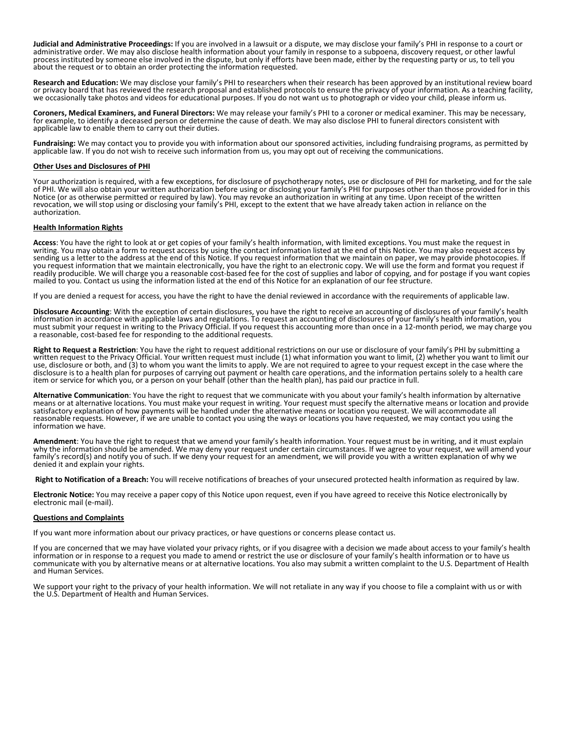**Judicial and Administrative Proceedings:** If you are involved in a lawsuit or a dispute, we may disclose your family's PHI in response to a court or administrative order. We may also disclose health information about your family in response to a subpoena, discovery request, or other lawful process instituted by someone else involved in the dispute, but only if efforts have been made, either by the requesting party or us, to tell you about the request or to obtain an order protecting the information requested.

**Research and Education:** We may disclose your family's PHI to researchers when their research has been approved by an institutional review board or privacy board that has reviewed the research proposal and established protocols to ensure the privacy of your information. As a teaching facility, we occasionally take photos and videos for educational purposes. If you do not want us to photograph or video your child, please inform us.

**Coroners, Medical Examiners, and Funeral Directors:** We may release your family's PHI to a coroner or medical examiner. This may be necessary, for example, to identify a deceased person or determine the cause of death. We may also disclose PHI to funeral directors consistent with applicable law to enable them to carry out their duties.

**Fundraising:** We may contact you to provide you with information about our sponsored activities, including fundraising programs, as permitted by applicable law. If you do not wish to receive such information from us, you may opt out of receiving the communications.

## Other Uses and Disclosures of PHI

Your authorization is required, with a few exceptions, for disclosure of psychotherapy notes, use or disclosure of PHI for marketing, and for the sale of PHI. We will also obtain your written authorization before using or disclosing your family's PHI for purposes other than those provided for in this Notice (or as otherwise permitted or required by law). You may revoke an authorization in writing at any time. Upon receipt of the written revocation, we will stop using or disclosing your family's PHI, except to the extent that we have already taken action in reliance on the authorization.

## Health Information Rights

**Access**: You have the right to look at or get copies of your family's health information, with limited exceptions. You must make the request in writing. You may obtain a form to request access by using the contact information listed at the end of this Notice. You may also request access by sending us a letter to the address at the end of this Notice. If you request information that we maintain on paper, we may provide photocopies. If you request information that we maintain electronically, you have the right to an electronic copy. We will use the form and format you request if readily producible. We will charge you a reasonable cost-based fee for the cost of supplies and labor of copying, and for postage if you want copies mailed to you. Contact us using the information listed at the end of this Notice for an explanation of our fee structure.

If you are denied a request for access, you have the right to have the denial reviewed in accordance with the requirements of applicable law.

**Disclosure Accounting**: With the exception of certain disclosures, you have the right to receive an accounting of disclosures of your family's health information in accordance with applicable laws and regulations. To request an accounting of disclosures of your family's health information, you must submit your request in writing to the Privacy Official. If you request this accounting more than once in a 12-month period, we may charge you a reasonable, cost-based fee for responding to the additional requests.

**Right to Request a Restriction**: You have the right to request additional restrictions on our use or disclosure of your family's PHI by submitting a written request to the Privacy Official. Your written request must include (1) what information you want to limit, (2) whether you want to limit our use, disclosure or both, and (3) to whom you want the limits to apply. We are not required to agree to your request except in the case where the disclosure is to a health plan for purposes of carrying out payment or health care operations, and the information pertains solely to a health care item or service for which you, or a person on your behalf (other than the health plan), has paid our practice in full.

**Alternative Communication**: You have the right to request that we communicate with you about your family's health information by alternative means or at alternative locations. You must make your request in writing. Your request must specify the alternative means or location and provide satisfactory explanation of how payments will be handled under the alternative means or location you request. We will accommodate all reasonable requests. However, if we are unable to contact you using the ways or locations you have requested, we may contact you using the information we have.

**Amendment**: You have the right to request that we amend your family's health information. Your request must be in writing, and it must explain why the information should be amended. We may deny your request under certain circumstances. If we agree to your request, we will amend your family's record(s) and notify you of such. If we deny your request for an amendment, we will provide you with a written explanation of why we denied it and explain your rights.

**Right to Notification of a Breach:** You will receive notifications of breaches of your unsecured protected health information as required by law.

**Electronic Notice:** You may receive a paper copy of this Notice upon request, even if you have agreed to receive this Notice electronically by electronic mail (e-mail).

## Questions and Complaints

If you want more information about our privacy practices, or have questions or concerns please contact us.

If you are concerned that we may have violated your privacy rights, or if you disagree with a decision we made about access to your family's health information or in response to a request you made to amend or restrict the use or disclosure of your family's health information or to have us communicate with you by alternative means or at alternative locations. You also may submit a written complaint to the U.S. Department of Health and Human Services.

We support your right to the privacy of your health information. We will not retaliate in any way if you choose to file a complaint with us or with the U.S. Department of Health and Human Services.